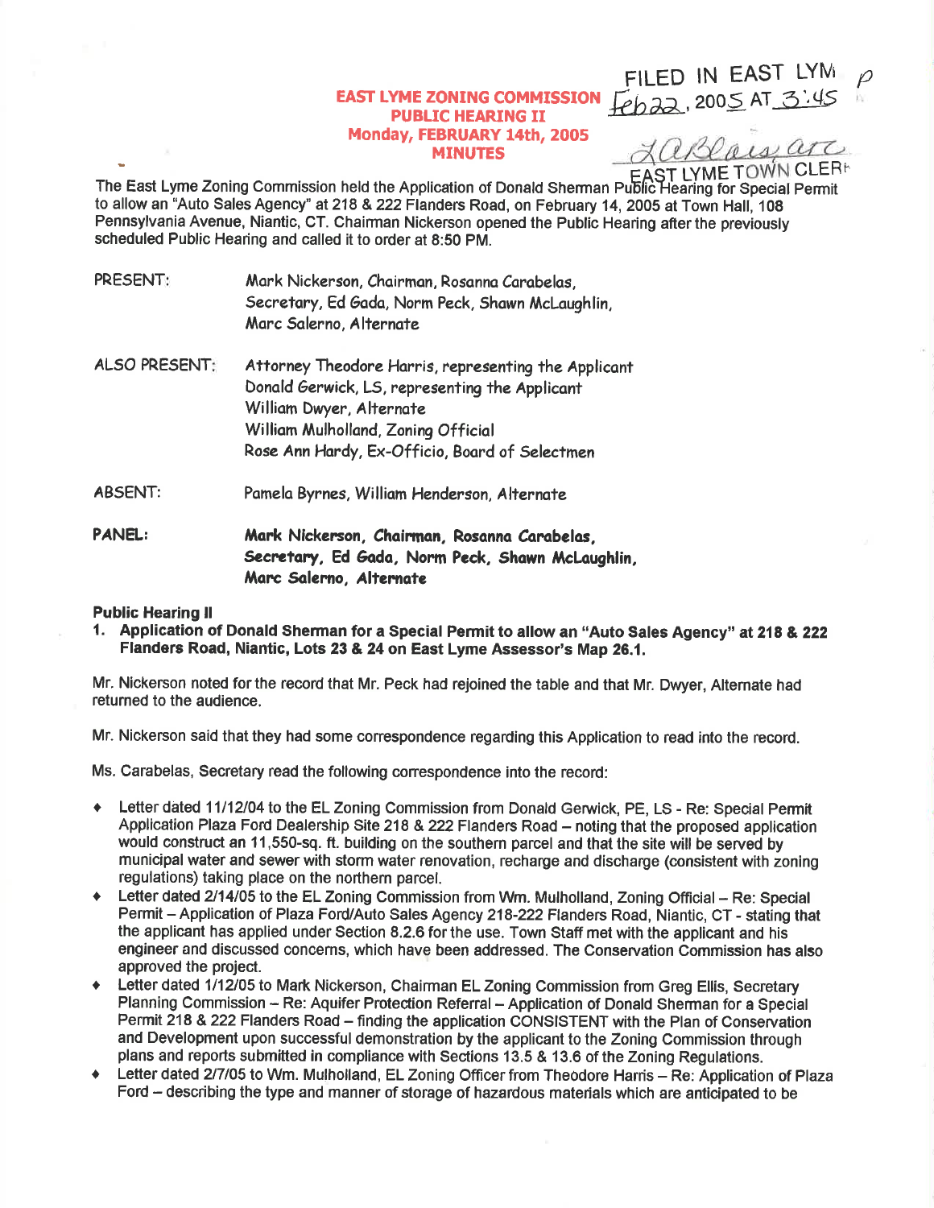FILED IN EAST LYME
Feb 22, 2005 AT 3:45

LaBlais, asc
EAST LYME TOWN CLERK

# EAST LYME ZONING COMMISSION
## PUBLIC HEARING II
## Monday, FEBRUARY 14th, 2005
## MINUTES

The East Lyme Zoning Commission held the Application of Donald Sherman Public Hearing for Special Permit to allow an "Auto Sales Agency" at 218 & 222 Flanders Road, on February 14, 2005 at Town Hall, 108 Pennsylvania Avenue, Niantic, CT. Chairman Nickerson opened the Public Hearing after the previously scheduled Public Hearing and called it to order at 8:50 PM.

PRESENT: Mark Nickerson, Chairman, Rosanna Carabelas, Secretary, Ed Gada, Norm Peck, Shawn McLaughlin, Marc Salerno, Alternate

ALSO PRESENT: Attorney Theodore Harris, representing the Applicant
Donald Gerwick, LS, representing the Applicant
William Dwyer, Alternate
William Mulholland, Zoning Official
Rose Ann Hardy, Ex-Officio, Board of Selectmen

ABSENT: Pamela Byrnes, William Henderson, Alternate

**PANEL: Mark Nickerson, Chairman, Rosanna Carabelas, Secretary, Ed Gada, Norm Peck, Shawn McLaughlin, Marc Salerno, Alternate**

**Public Hearing II**

1. **Application of Donald Sherman for a Special Permit to allow an "Auto Sales Agency" at 218 & 222 Flanders Road, Niantic, Lots 23 & 24 on East Lyme Assessor's Map 26.1.**

Mr. Nickerson noted for the record that Mr. Peck had rejoined the table and that Mr. Dwyer, Alternate had returned to the audience.

Mr. Nickerson said that they had some correspondence regarding this Application to read into the record.

Ms. Carabelas, Secretary read the following correspondence into the record:

- Letter dated 11/12/04 to the EL Zoning Commission from Donald Gerwick, PE, LS - Re: Special Permit Application Plaza Ford Dealership Site 218 & 222 Flanders Road – noting that the proposed application would construct an 11,550-sq. ft. building on the southern parcel and that the site will be served by municipal water and sewer with storm water renovation, recharge and discharge (consistent with zoning regulations) taking place on the northern parcel.
- Letter dated 2/14/05 to the EL Zoning Commission from Wm. Mulholland, Zoning Official – Re: Special Permit – Application of Plaza Ford/Auto Sales Agency 218-222 Flanders Road, Niantic, CT - stating that the applicant has applied under Section 8.2.6 for the use. Town Staff met with the applicant and his engineer and discussed concerns, which have been addressed. The Conservation Commission has also approved the project.
- Letter dated 1/12/05 to Mark Nickerson, Chairman EL Zoning Commission from Greg Ellis, Secretary Planning Commission – Re: Aquifer Protection Referral – Application of Donald Sherman for a Special Permit 218 & 222 Flanders Road – finding the application CONSISTENT with the Plan of Conservation and Development upon successful demonstration by the applicant to the Zoning Commission through plans and reports submitted in compliance with Sections 13.5 & 13.6 of the Zoning Regulations.
- Letter dated 2/7/05 to Wm. Mulholland, EL Zoning Officer from Theodore Harris – Re: Application of Plaza Ford – describing the type and manner of storage of hazardous materials which are anticipated to be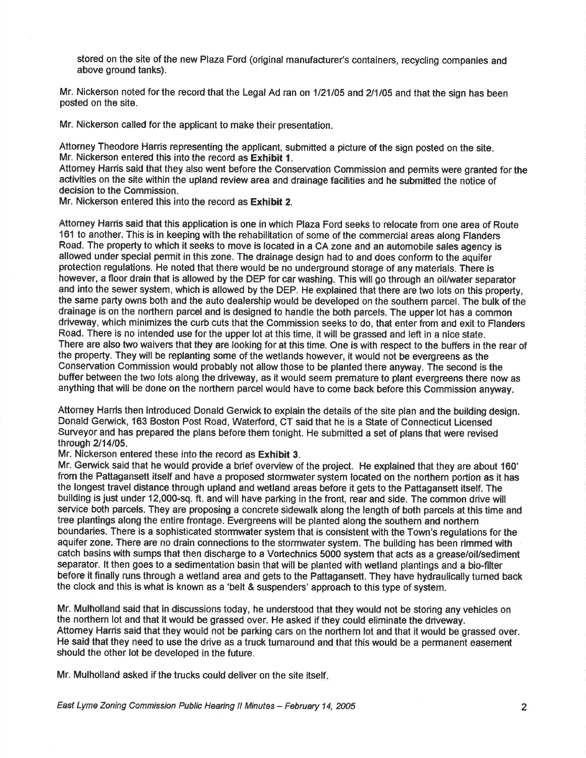stored on the site of the new Plaza Ford (original manufacturer's containers, recycling companies and above ground tanks).

Mr. Nickerson noted for the record that the Legal Ad ran on 1/21/05 and 2/1/05 and that the sign has been posted on the site.

Mr. Nickerson called for the applicant to make their presentation.

Attorney Theodore Harris representing the applicant, submitted a picture of the sign posted on the site. Mr. Nickerson entered this into the record as **Exhibit 1**.
Attorney Harris said that they also went before the Conservation Commission and permits were granted for the activities on the site within the upland review area and drainage facilities and he submitted the notice of decision to the Commission.
Mr. Nickerson entered this into the record as **Exhibit 2**.

Attorney Harris said that this application is one in which Plaza Ford seeks to relocate from one area of Route 161 to another. This is in keeping with the rehabilitation of some of the commercial areas along Flanders Road. The property to which it seeks to move is located in a CA zone and an automobile sales agency is allowed under special permit in this zone. The drainage design had to and does conform to the aquifer protection regulations. He noted that there would be no underground storage of any materials. There is however, a floor drain that is allowed by the DEP for car washing. This will go through an oil/water separator and into the sewer system, which is allowed by the DEP. He explained that there are two lots on this property, the same party owns both and the auto dealership would be developed on the southern parcel. The bulk of the drainage is on the northern parcel and is designed to handle the both parcels. The upper lot has a common driveway, which minimizes the curb cuts that the Commission seeks to do, that enter from and exit to Flanders Road. There is no intended use for the upper lot at this time, it will be grassed and left in a nice state. There are also two waivers that they are looking for at this time. One is with respect to the buffers in the rear of the property. They will be replanting some of the wetlands however, it would not be evergreens as the Conservation Commission would probably not allow those to be planted there anyway. The second is the buffer between the two lots along the driveway, as it would seem premature to plant evergreens there now as anything that will be done on the northern parcel would have to come back before this Commission anyway.

Attorney Harris then introduced Donald Gerwick to explain the details of the site plan and the building design. Donald Gerwick, 163 Boston Post Road, Waterford, CT said that he is a State of Connecticut Licensed Surveyor and has prepared the plans before them tonight. He submitted a set of plans that were revised through 2/14/05.
Mr. Nickerson entered these into the record as **Exhibit 3**.
Mr. Gerwick said that he would provide a brief overview of the project. He explained that they are about 160' from the Pattagansett itself and have a proposed stormwater system located on the northern portion as it has the longest travel distance through upland and wetland areas before it gets to the Pattagansett itself. The building is just under 12,000-sq. ft. and will have parking in the front, rear and side. The common drive will service both parcels. They are proposing a concrete sidewalk along the length of both parcels at this time and tree plantings along the entire frontage. Evergreens will be planted along the southern and northern boundaries. There is a sophisticated stormwater system that is consistent with the Town's regulations for the aquifer zone. There are no drain connections to the stormwater system. The building has been rimmed with catch basins with sumps that then discharge to a Vortechnics 5000 system that acts as a grease/oil/sediment separator. It then goes to a sedimentation basin that will be planted with wetland plantings and a bio-filter before it finally runs through a wetland area and gets to the Pattagansett. They have hydraulically turned back the clock and this is what is known as a 'belt & suspenders' approach to this type of system.

Mr. Mulholland said that in discussions today, he understood that they would not be storing any vehicles on the northern lot and that it would be grassed over. He asked if they could eliminate the driveway.
Attorney Harris said that they would not be parking cars on the northern lot and that it would be grassed over. He said that they need to use the drive as a truck turnaround and that this would be a permanent easement should the other lot be developed in the future.

Mr. Mulholland asked if the trucks could deliver on the site itself.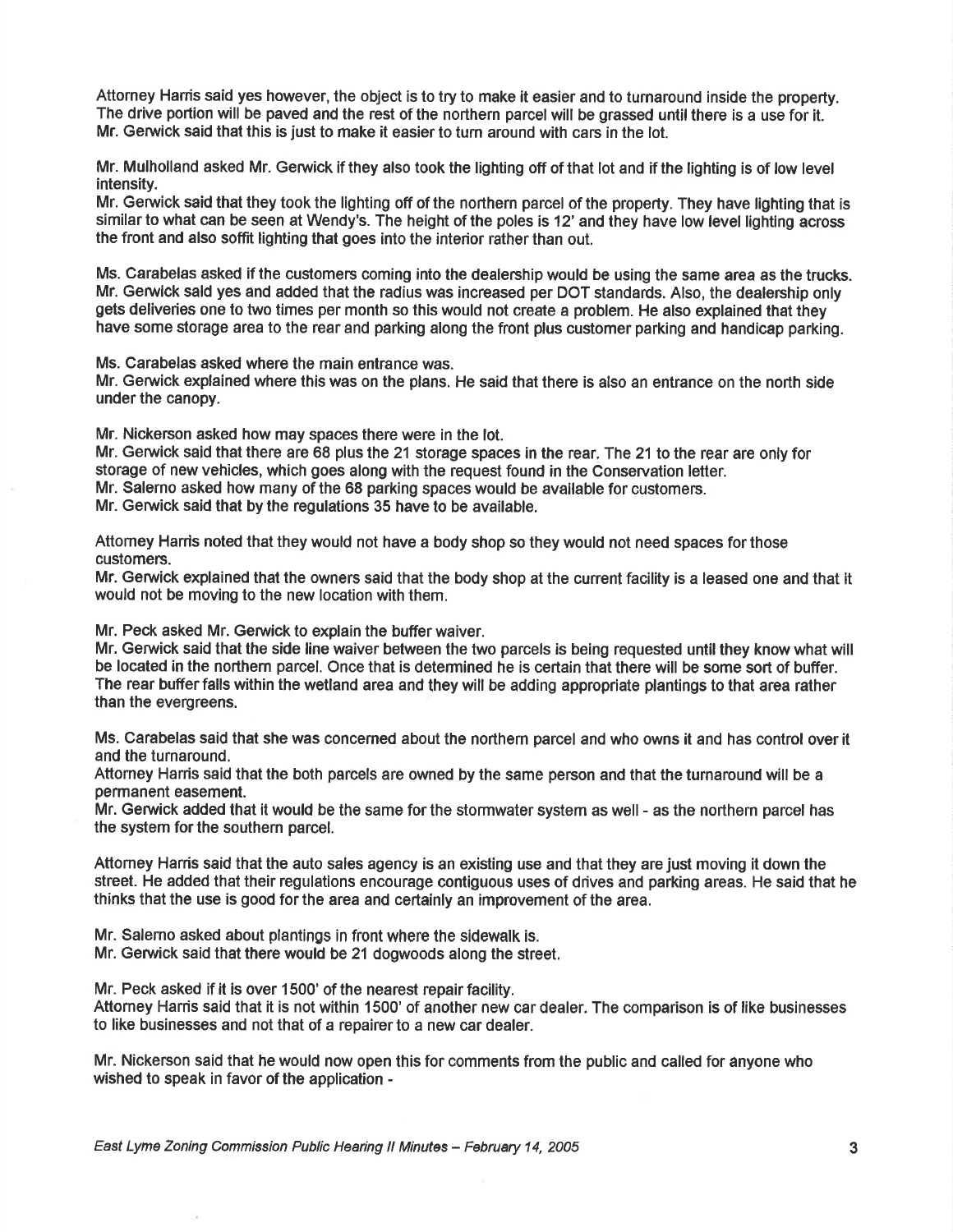Attorney Harris said yes however, the object is to try to make it easier and to turnaround inside the property. The drive portion will be paved and the rest of the northern parcel will be grassed until there is a use for it. Mr. Gerwick said that this is just to make it easier to turn around with cars in the lot.

Mr. Mulholland asked Mr. Gerwick if they also took the lighting off of that lot and if the lighting is of low level intensity.
Mr. Gerwick said that they took the lighting off of the northern parcel of the property. They have lighting that is similar to what can be seen at Wendy's. The height of the poles is 12' and they have low level lighting across the front and also soffit lighting that goes into the interior rather than out.

Ms. Carabelas asked if the customers coming into the dealership would be using the same area as the trucks. Mr. Gerwick said yes and added that the radius was increased per DOT standards. Also, the dealership only gets deliveries one to two times per month so this would not create a problem. He also explained that they have some storage area to the rear and parking along the front plus customer parking and handicap parking.

Ms. Carabelas asked where the main entrance was.
Mr. Gerwick explained where this was on the plans. He said that there is also an entrance on the north side under the canopy.

Mr. Nickerson asked how may spaces there were in the lot.
Mr. Gerwick said that there are 68 plus the 21 storage spaces in the rear. The 21 to the rear are only for storage of new vehicles, which goes along with the request found in the Conservation letter.
Mr. Salerno asked how many of the 68 parking spaces would be available for customers.
Mr. Gerwick said that by the regulations 35 have to be available.

Attorney Harris noted that they would not have a body shop so they would not need spaces for those customers.
Mr. Gerwick explained that the owners said that the body shop at the current facility is a leased one and that it would not be moving to the new location with them.

Mr. Peck asked Mr. Gerwick to explain the buffer waiver.
Mr. Gerwick said that the side line waiver between the two parcels is being requested until they know what will be located in the northern parcel. Once that is determined he is certain that there will be some sort of buffer. The rear buffer falls within the wetland area and they will be adding appropriate plantings to that area rather than the evergreens.

Ms. Carabelas said that she was concerned about the northern parcel and who owns it and has control over it and the turnaround.
Attorney Harris said that the both parcels are owned by the same person and that the turnaround will be a permanent easement.
Mr. Gerwick added that it would be the same for the stormwater system as well - as the northern parcel has the system for the southern parcel.

Attorney Harris said that the auto sales agency is an existing use and that they are just moving it down the street. He added that their regulations encourage contiguous uses of drives and parking areas. He said that he thinks that the use is good for the area and certainly an improvement of the area.

Mr. Salerno asked about plantings in front where the sidewalk is.
Mr. Gerwick said that there would be 21 dogwoods along the street.

Mr. Peck asked if it is over 1500' of the nearest repair facility.
Attorney Harris said that it is not within 1500' of another new car dealer. The comparison is of like businesses to like businesses and not that of a repairer to a new car dealer.

Mr. Nickerson said that he would now open this for comments from the public and called for anyone who wished to speak in favor of the application -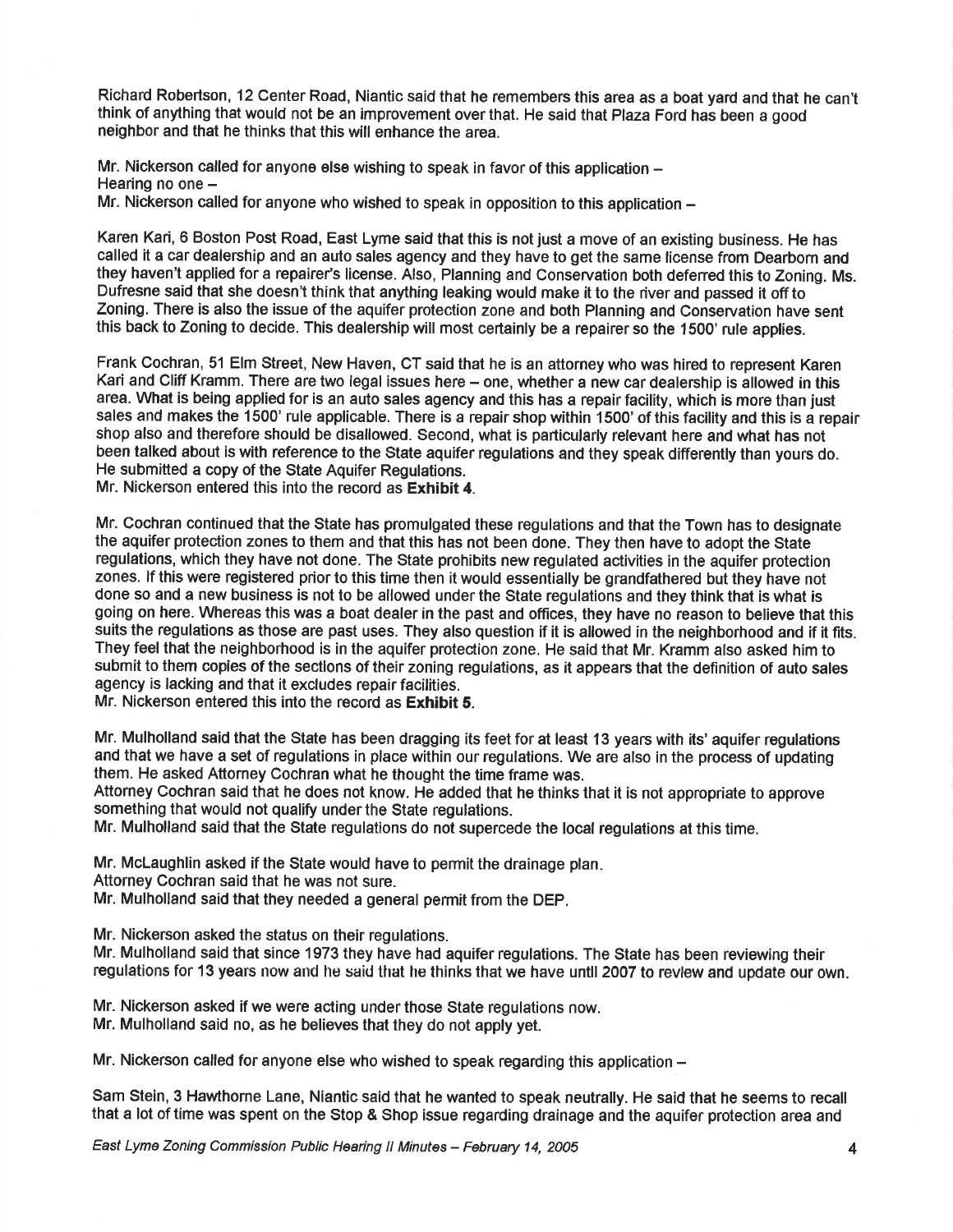Richard Robertson, 12 Center Road, Niantic said that he remembers this area as a boat yard and that he can't think of anything that would not be an improvement over that. He said that Plaza Ford has been a good neighbor and that he thinks that this will enhance the area.

Mr. Nickerson called for anyone else wishing to speak in favor of this application –
Hearing no one –
Mr. Nickerson called for anyone who wished to speak in opposition to this application –

Karen Kari, 6 Boston Post Road, East Lyme said that this is not just a move of an existing business. He has called it a car dealership and an auto sales agency and they have to get the same license from Dearborn and they haven't applied for a repairer's license. Also, Planning and Conservation both deferred this to Zoning. Ms. Dufresne said that she doesn't think that anything leaking would make it to the river and passed it off to Zoning. There is also the issue of the aquifer protection zone and both Planning and Conservation have sent this back to Zoning to decide. This dealership will most certainly be a repairer so the 1500' rule applies.

Frank Cochran, 51 Elm Street, New Haven, CT said that he is an attorney who was hired to represent Karen Kari and Cliff Kramm. There are two legal issues here – one, whether a new car dealership is allowed in this area. What is being applied for is an auto sales agency and this has a repair facility, which is more than just sales and makes the 1500' rule applicable. There is a repair shop within 1500' of this facility and this is a repair shop also and therefore should be disallowed. Second, what is particularly relevant here and what has not been talked about is with reference to the State aquifer regulations and they speak differently than yours do. He submitted a copy of the State Aquifer Regulations.
Mr. Nickerson entered this into the record as **Exhibit 4**.

Mr. Cochran continued that the State has promulgated these regulations and that the Town has to designate the aquifer protection zones to them and that this has not been done. They then have to adopt the State regulations, which they have not done. The State prohibits new regulated activities in the aquifer protection zones. If this were registered prior to this time then it would essentially be grandfathered but they have not done so and a new business is not to be allowed under the State regulations and they think that is what is going on here. Whereas this was a boat dealer in the past and offices, they have no reason to believe that this suits the regulations as those are past uses. They also question if it is allowed in the neighborhood and if it fits. They feel that the neighborhood is in the aquifer protection zone. He said that Mr. Kramm also asked him to submit to them copies of the sections of their zoning regulations, as it appears that the definition of auto sales agency is lacking and that it excludes repair facilities.
Mr. Nickerson entered this into the record as **Exhibit 5**.

Mr. Mulholland said that the State has been dragging its feet for at least 13 years with its' aquifer regulations and that we have a set of regulations in place within our regulations. We are also in the process of updating them. He asked Attorney Cochran what he thought the time frame was.
Attorney Cochran said that he does not know. He added that he thinks that it is not appropriate to approve something that would not qualify under the State regulations.
Mr. Mulholland said that the State regulations do not supercede the local regulations at this time.

Mr. McLaughlin asked if the State would have to permit the drainage plan.
Attorney Cochran said that he was not sure.
Mr. Mulholland said that they needed a general permit from the DEP.

Mr. Nickerson asked the status on their regulations.
Mr. Mulholland said that since 1973 they have had aquifer regulations. The State has been reviewing their regulations for 13 years now and he said that he thinks that we have until 2007 to review and update our own.

Mr. Nickerson asked if we were acting under those State regulations now.
Mr. Mulholland said no, as he believes that they do not apply yet.

Mr. Nickerson called for anyone else who wished to speak regarding this application –

Sam Stein, 3 Hawthorne Lane, Niantic said that he wanted to speak neutrally. He said that he seems to recall that a lot of time was spent on the Stop & Shop issue regarding drainage and the aquifer protection area and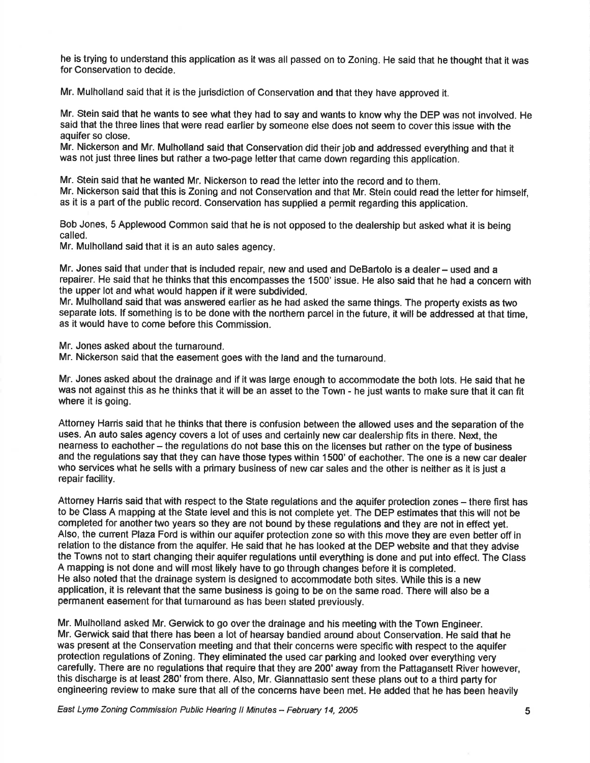he is trying to understand this application as it was all passed on to Zoning. He said that he thought that it was for Conservation to decide.

Mr. Mulholland said that it is the jurisdiction of Conservation and that they have approved it.

Mr. Stein said that he wants to see what they had to say and wants to know why the DEP was not involved. He said that the three lines that were read earlier by someone else does not seem to cover this issue with the aquifer so close.
Mr. Nickerson and Mr. Mulholland said that Conservation did their job and addressed everything and that it was not just three lines but rather a two-page letter that came down regarding this application.

Mr. Stein said that he wanted Mr. Nickerson to read the letter into the record and to them.
Mr. Nickerson said that this is Zoning and not Conservation and that Mr. Stein could read the letter for himself, as it is a part of the public record. Conservation has supplied a permit regarding this application.

Bob Jones, 5 Applewood Common said that he is not opposed to the dealership but asked what it is being called.
Mr. Mulholland said that it is an auto sales agency.

Mr. Jones said that under that is included repair, new and used and DeBartolo is a dealer – used and a repairer. He said that he thinks that this encompasses the 1500' issue. He also said that he had a concern with the upper lot and what would happen if it were subdivided.
Mr. Mulholland said that was answered earlier as he had asked the same things. The property exists as two separate lots. If something is to be done with the northern parcel in the future, it will be addressed at that time, as it would have to come before this Commission.

Mr. Jones asked about the turnaround.
Mr. Nickerson said that the easement goes with the land and the turnaround.

Mr. Jones asked about the drainage and if it was large enough to accommodate the both lots. He said that he was not against this as he thinks that it will be an asset to the Town - he just wants to make sure that it can fit where it is going.

Attorney Harris said that he thinks that there is confusion between the allowed uses and the separation of the uses. An auto sales agency covers a lot of uses and certainly new car dealership fits in there. Next, the nearness to eachother – the regulations do not base this on the licenses but rather on the type of business and the regulations say that they can have those types within 1500' of eachother. The one is a new car dealer who services what he sells with a primary business of new car sales and the other is neither as it is just a repair facility.

Attorney Harris said that with respect to the State regulations and the aquifer protection zones – there first has to be Class A mapping at the State level and this is not complete yet. The DEP estimates that this will not be completed for another two years so they are not bound by these regulations and they are not in effect yet. Also, the current Plaza Ford is within our aquifer protection zone so with this move they are even better off in relation to the distance from the aquifer. He said that he has looked at the DEP website and that they advise the Towns not to start changing their aquifer regulations until everything is done and put into effect. The Class A mapping is not done and will most likely have to go through changes before it is completed.
He also noted that the drainage system is designed to accommodate both sites. While this is a new application, it is relevant that the same business is going to be on the same road. There will also be a permanent easement for that turnaround as has been stated previously.

Mr. Mulholland asked Mr. Gerwick to go over the drainage and his meeting with the Town Engineer.
Mr. Gerwick said that there has been a lot of hearsay bandied around about Conservation. He said that he was present at the Conservation meeting and that their concerns were specific with respect to the aquifer protection regulations of Zoning. They eliminated the used car parking and looked over everything very carefully. There are no regulations that require that they are 200' away from the Pattagansett River however, this discharge is at least 280' from there. Also, Mr. Giannattasio sent these plans out to a third party for engineering review to make sure that all of the concerns have been met. He added that he has been heavily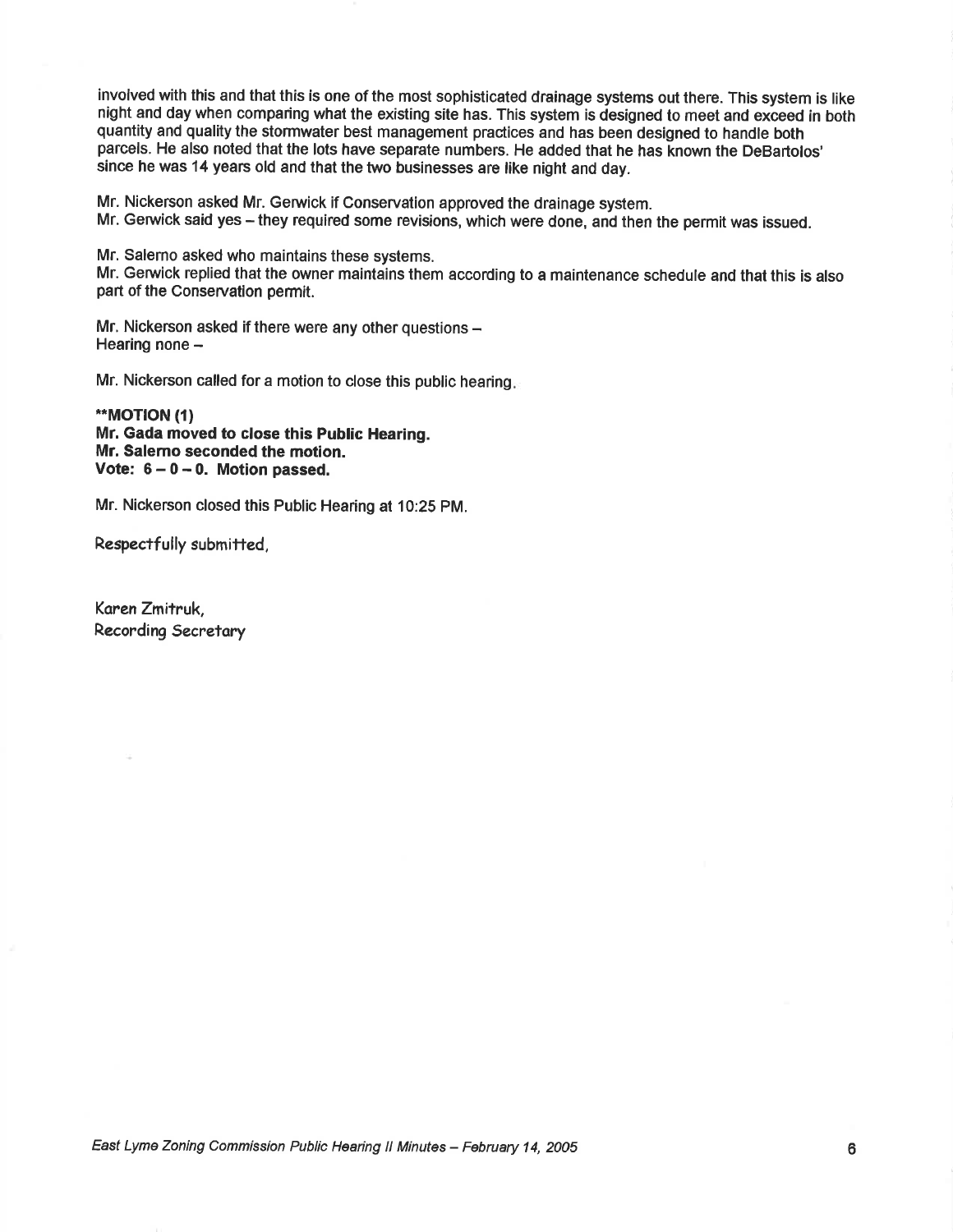involved with this and that this is one of the most sophisticated drainage systems out there. This system is like night and day when comparing what the existing site has. This system is designed to meet and exceed in both quantity and quality the stormwater best management practices and has been designed to handle both parcels. He also noted that the lots have separate numbers. He added that he has known the DeBartolos' since he was 14 years old and that the two businesses are like night and day.

Mr. Nickerson asked Mr. Gerwick if Conservation approved the drainage system.
Mr. Gerwick said yes – they required some revisions, which were done, and then the permit was issued.

Mr. Salerno asked who maintains these systems.
Mr. Gerwick replied that the owner maintains them according to a maintenance schedule and that this is also part of the Conservation permit.

Mr. Nickerson asked if there were any other questions –
Hearing none –

Mr. Nickerson called for a motion to close this public hearing.

**\*\*MOTION (1)**
**Mr. Gada moved to close this Public Hearing.**
**Mr. Salerno seconded the motion.**
**Vote: 6 – 0 – 0. Motion passed.**

Mr. Nickerson closed this Public Hearing at 10:25 PM.

Respectfully submitted,

Karen Zmitruk,
Recording Secretary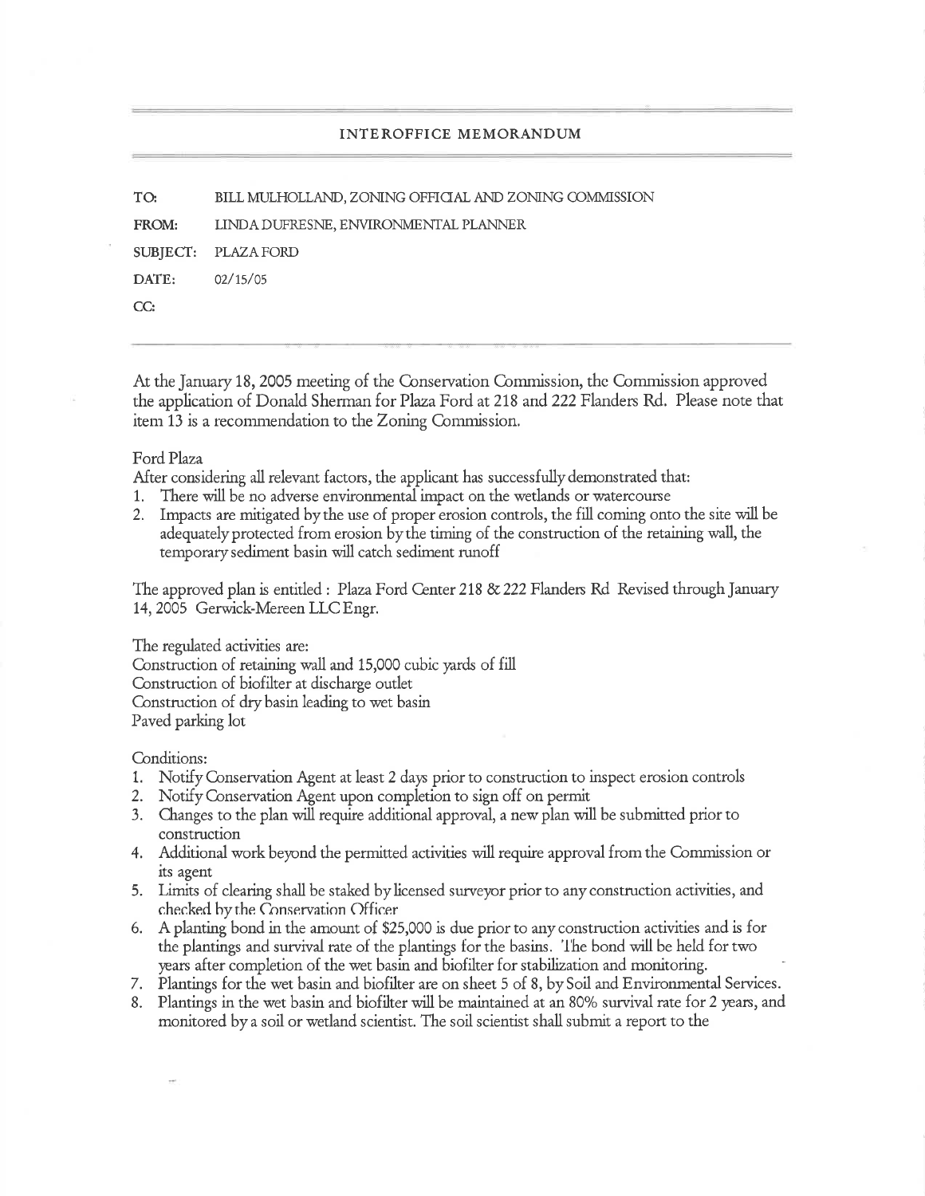## INTEROFFICE MEMORANDUM

**TO:** BILL MULHOLLAND, ZONING OFFICIAL AND ZONING COMMISSION

**FROM:** LINDA DUFRESNE, ENVIRONMENTAL PLANNER

**SUBJECT:** PLAZA FORD

**DATE:** 02/15/05

**CC:**

At the January 18, 2005 meeting of the Conservation Commission, the Commission approved the application of Donald Sherman for Plaza Ford at 218 and 222 Flanders Rd. Please note that item 13 is a recommendation to the Zoning Commission.

Ford Plaza

After considering all relevant factors, the applicant has successfully demonstrated that:

1. There will be no adverse environmental impact on the wetlands or watercourse
2. Impacts are mitigated by the use of proper erosion controls, the fill coming onto the site will be adequately protected from erosion by the timing of the construction of the retaining wall, the temporary sediment basin will catch sediment runoff

The approved plan is entitled : Plaza Ford Center 218 & 222 Flanders Rd Revised through January 14, 2005 Gerwick-Mereen LLC Engr.

The regulated activities are:

Construction of retaining wall and 15,000 cubic yards of fill

Construction of biofilter at discharge outlet

Construction of dry basin leading to wet basin

Paved parking lot

Conditions:

1. Notify Conservation Agent at least 2 days prior to construction to inspect erosion controls
2. Notify Conservation Agent upon completion to sign off on permit
3. Changes to the plan will require additional approval, a new plan will be submitted prior to construction
4. Additional work beyond the permitted activities will require approval from the Commission or its agent
5. Limits of clearing shall be staked by licensed surveyor prior to any construction activities, and checked by the Conservation Officer
6. A planting bond in the amount of $25,000 is due prior to any construction activities and is for the plantings and survival rate of the plantings for the basins. The bond will be held for two years after completion of the wet basin and biofilter for stabilization and monitoring.
7. Plantings for the wet basin and biofilter are on sheet 5 of 8, by Soil and Environmental Services.
8. Plantings in the wet basin and biofilter will be maintained at an 80% survival rate for 2 years, and monitored by a soil or wetland scientist. The soil scientist shall submit a report to the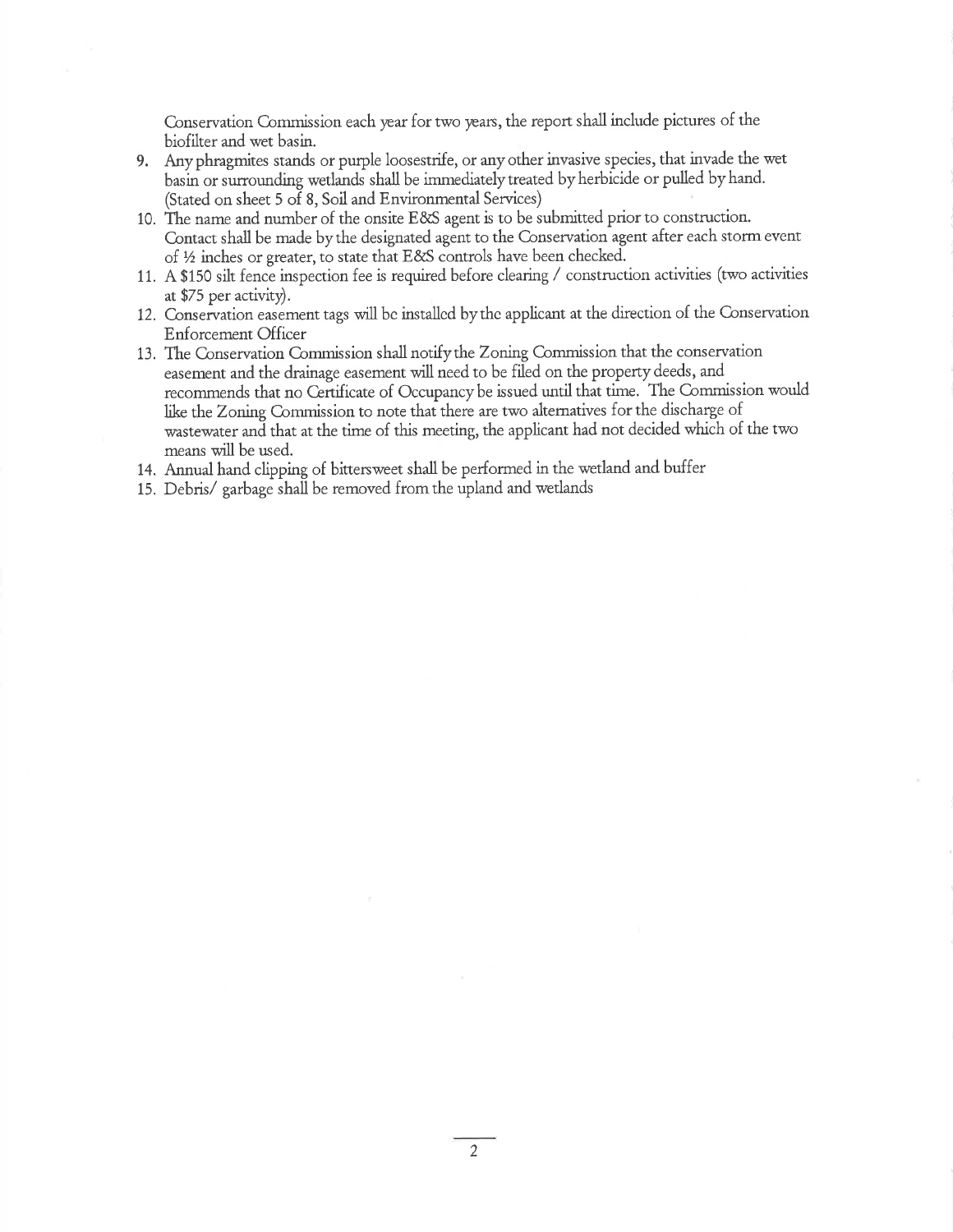Conservation Commission each year for two years, the report shall include pictures of the biofilter and wet basin.

9. Any phragmites stands or purple loosestrife, or any other invasive species, that invade the wet basin or surrounding wetlands shall be immediately treated by herbicide or pulled by hand. (Stated on sheet 5 of 8, Soil and Environmental Services)
10. The name and number of the onsite E&S agent is to be submitted prior to construction. Contact shall be made by the designated agent to the Conservation agent after each storm event of ½ inches or greater, to state that E&S controls have been checked.
11. A $150 silt fence inspection fee is required before clearing / construction activities (two activities at $75 per activity).
12. Conservation easement tags will be installed by the applicant at the direction of the Conservation Enforcement Officer
13. The Conservation Commission shall notify the Zoning Commission that the conservation easement and the drainage easement will need to be filed on the property deeds, and recommends that no Certificate of Occupancy be issued until that time. The Commission would like the Zoning Commission to note that there are two alternatives for the discharge of wastewater and that at the time of this meeting, the applicant had not decided which of the two means will be used.
14. Annual hand clipping of bittersweet shall be performed in the wetland and buffer
15. Debris/ garbage shall be removed from the upland and wetlands